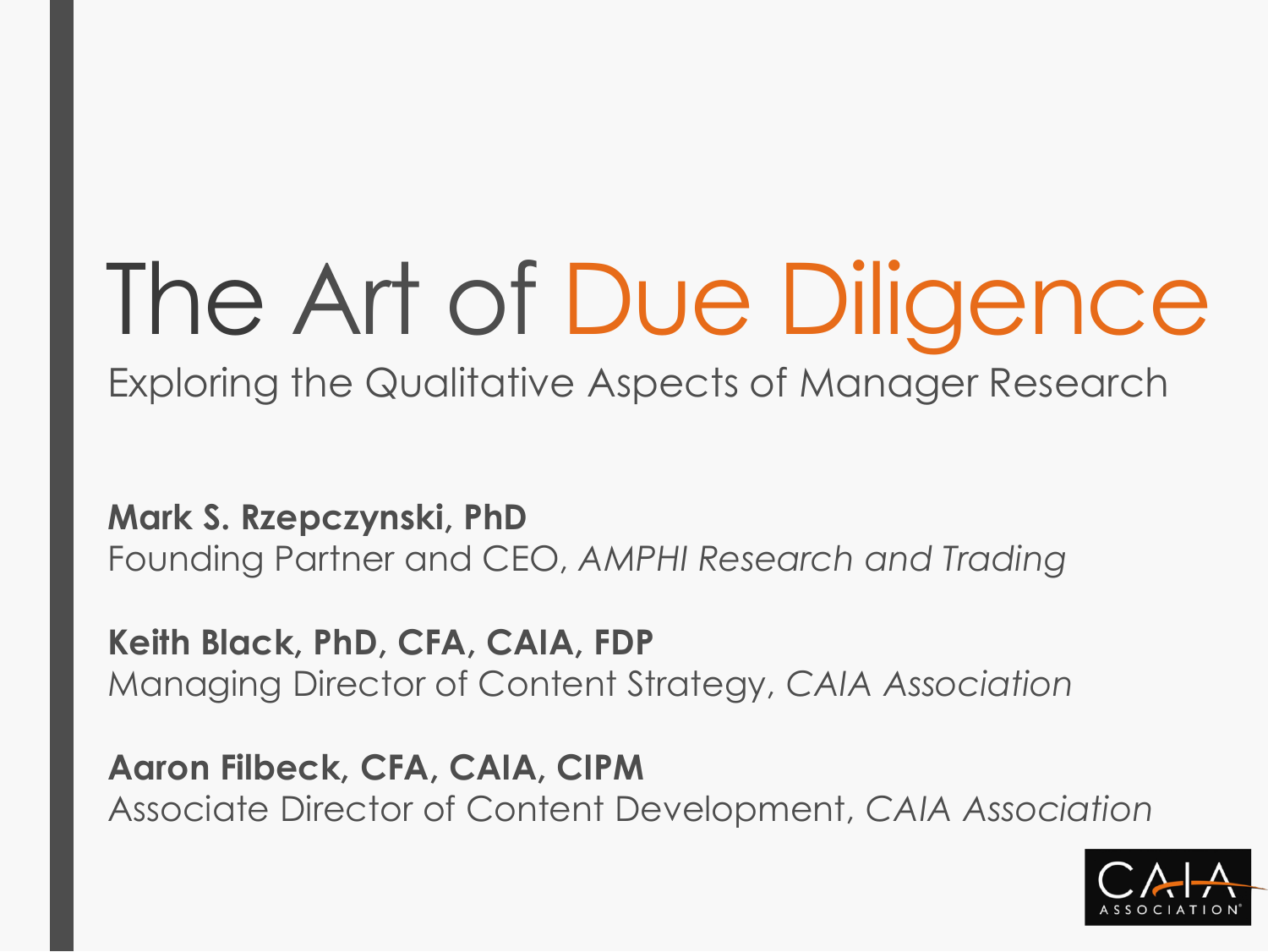# The Art of Due Diligence

Exploring the Qualitative Aspects of Manager Research

**Mark S. Rzepczynski, PhD**
Founding Partner and CEO, *AMPHI Research and Trading*

**Keith Black, PhD, CFA, CAIA, FDP**
Managing Director of Content Strategy, *CAIA Association*

**Aaron Filbeck, CFA, CAIA, CIPM**
Associate Director of Content Development, *CAIA Association*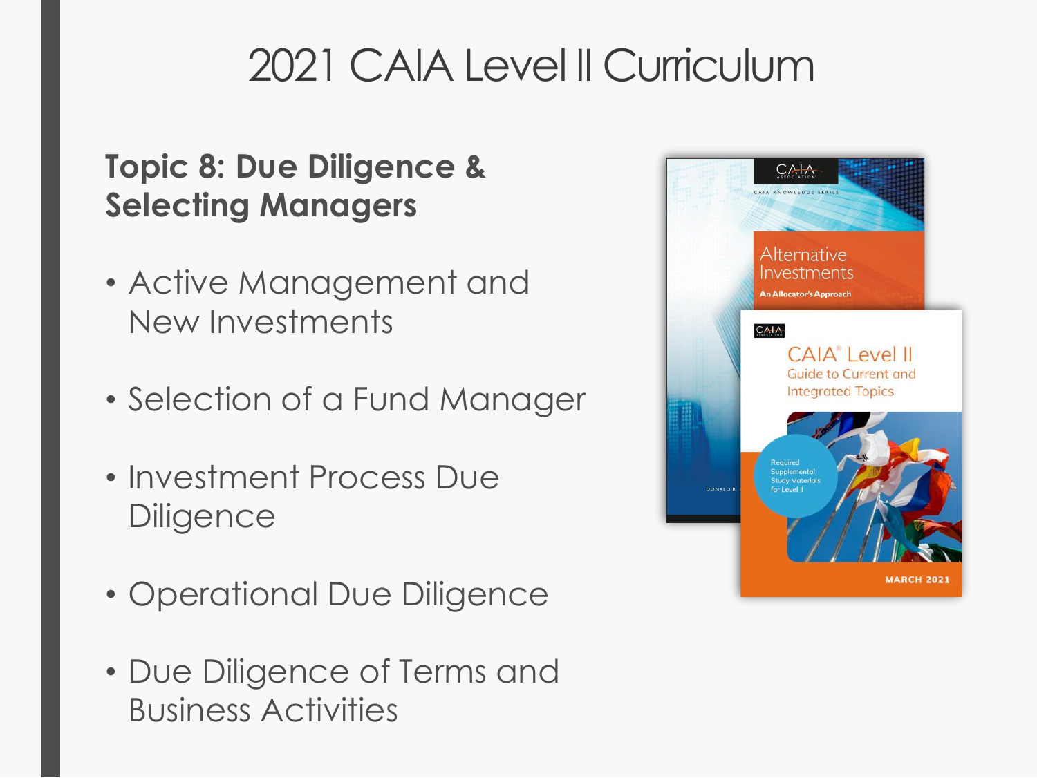# 2021 CAIA Level II Curriculum

## Topic 8: Due Diligence & Selecting Managers

- Active Management and New Investments
- Selection of a Fund Manager
- Investment Process Due Diligence
- Operational Due Diligence
- Due Diligence of Terms and Business Activities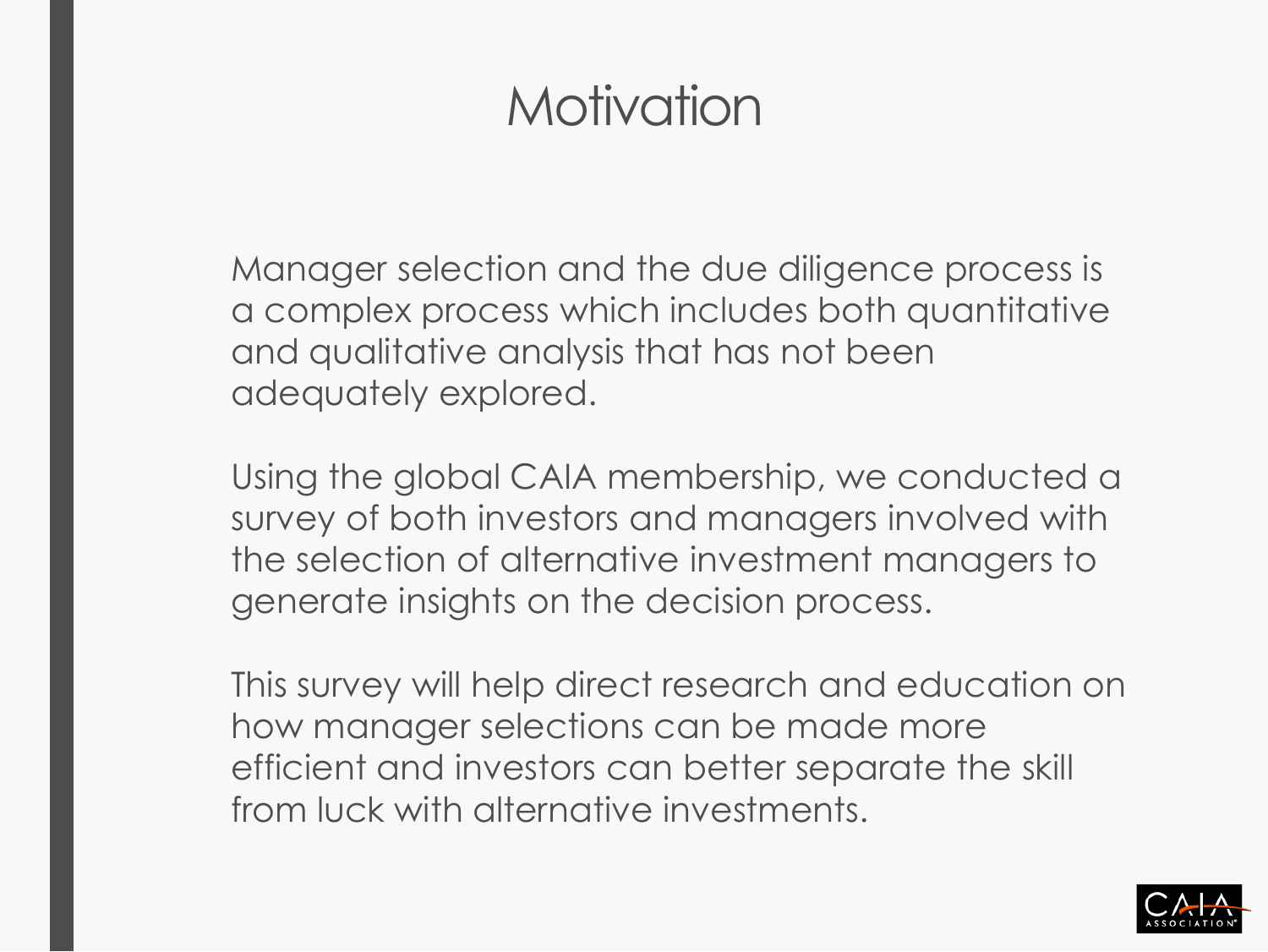# Motivation

Manager selection and the due diligence process is a complex process which includes both quantitative and qualitative analysis that has not been adequately explored.

Using the global CAIA membership, we conducted a survey of both investors and managers involved with the selection of alternative investment managers to generate insights on the decision process.

This survey will help direct research and education on how manager selections can be made more efficient and investors can better separate the skill from luck with alternative investments.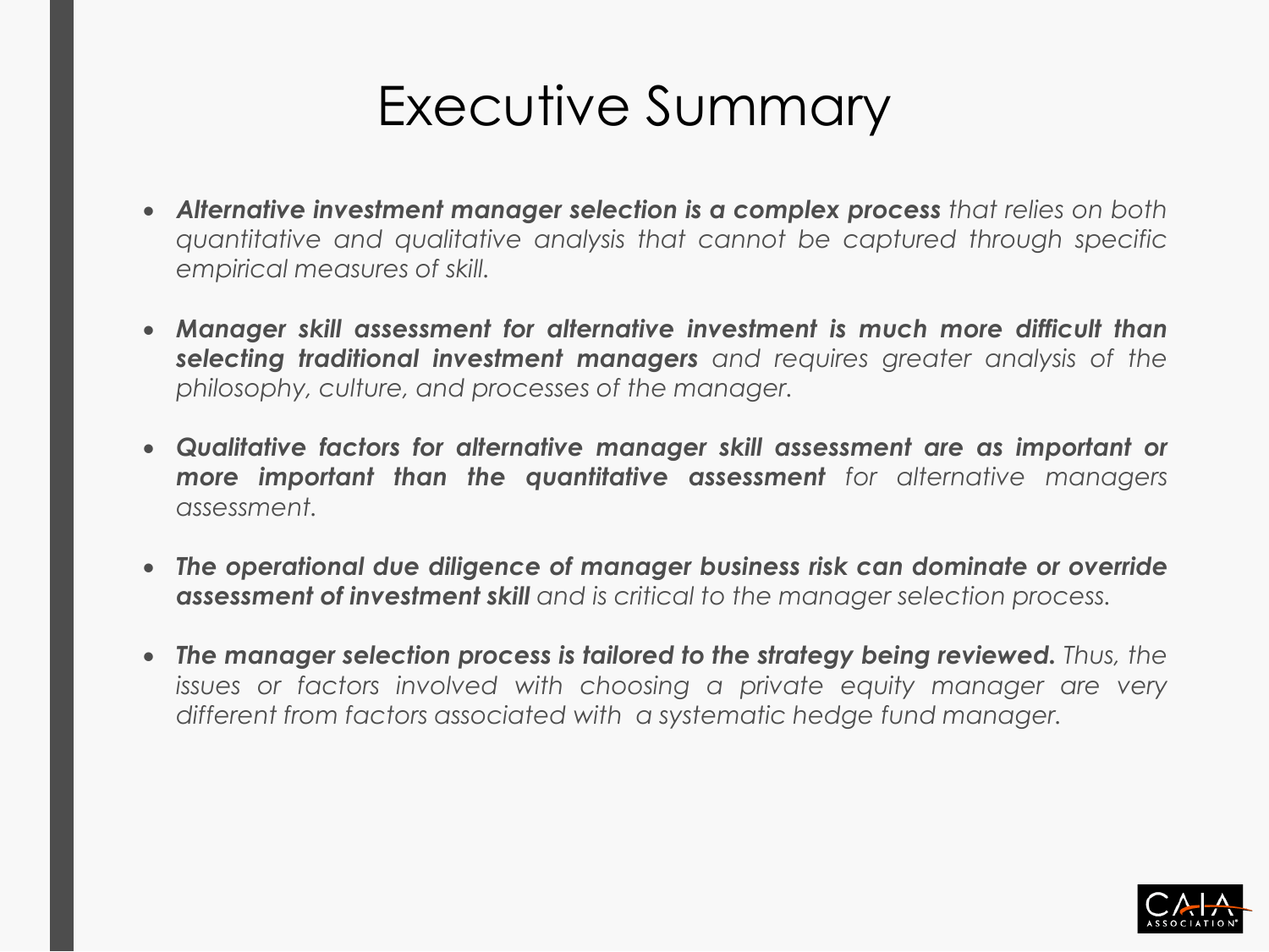# Executive Summary

- ***Alternative investment manager selection is a complex process*** *that relies on both quantitative and qualitative analysis that cannot be captured through specific empirical measures of skill.*

- ***Manager skill assessment for alternative investment is much more difficult than selecting traditional investment managers*** *and requires greater analysis of the philosophy, culture, and processes of the manager.*

- ***Qualitative factors for alternative manager skill assessment are as important or more important than the quantitative assessment*** *for alternative managers assessment.*

- ***The operational due diligence of manager business risk can dominate or override assessment of investment skill*** *and is critical to the manager selection process.*

- ***The manager selection process is tailored to the strategy being reviewed.*** *Thus, the issues or factors involved with choosing a private equity manager are very different from factors associated with a systematic hedge fund manager.*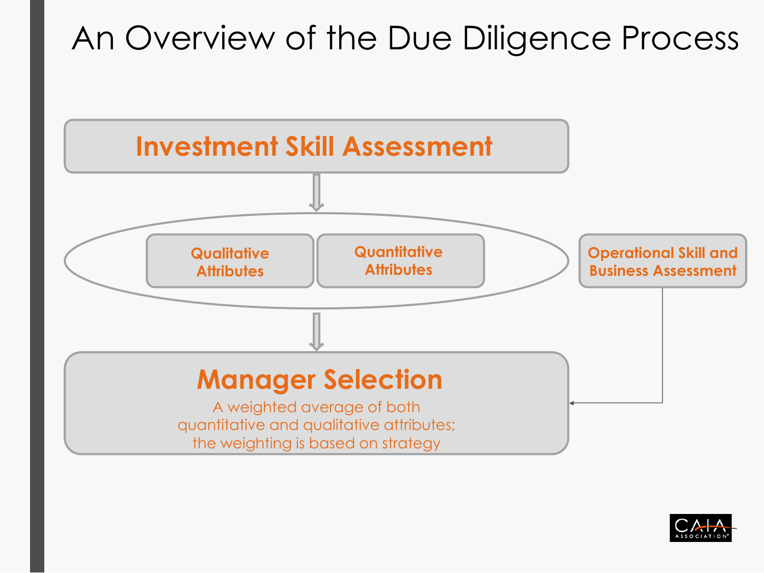# An Overview of the Due Diligence Process

**Investment Skill Assessment**

- **Qualitative Attributes**
- **Quantitative Attributes**

**Operational Skill and Business Assessment**

**Manager Selection**

A weighted average of both quantitative and qualitative attributes; the weighting is based on strategy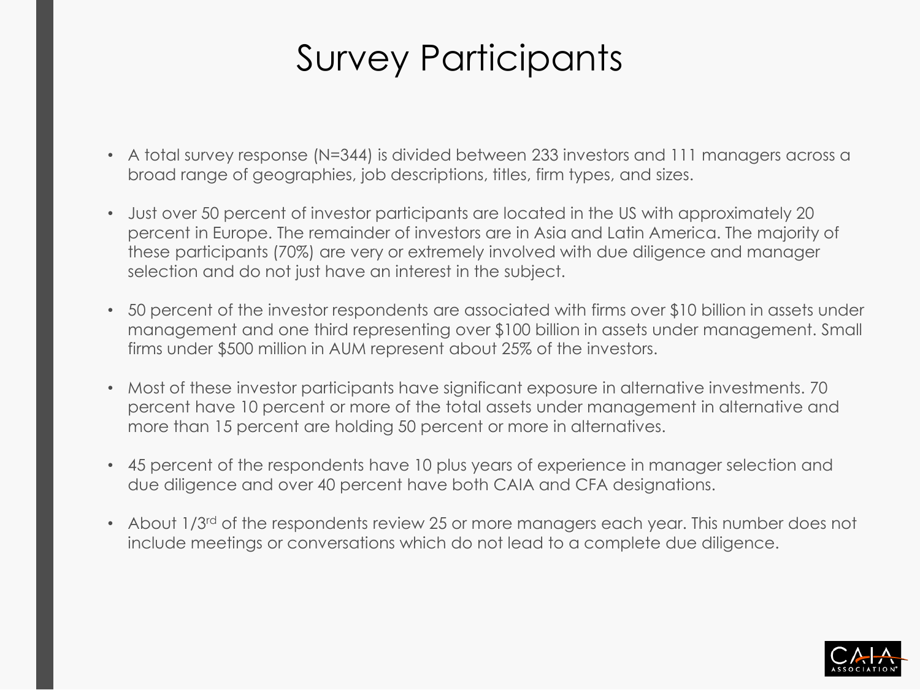# Survey Participants

- A total survey response (N=344) is divided between 233 investors and 111 managers across a broad range of geographies, job descriptions, titles, firm types, and sizes.
- Just over 50 percent of investor participants are located in the US with approximately 20 percent in Europe. The remainder of investors are in Asia and Latin America. The majority of these participants (70%) are very or extremely involved with due diligence and manager selection and do not just have an interest in the subject.
- 50 percent of the investor respondents are associated with firms over $10 billion in assets under management and one third representing over $100 billion in assets under management. Small firms under $500 million in AUM represent about 25% of the investors.
- Most of these investor participants have significant exposure in alternative investments. 70 percent have 10 percent or more of the total assets under management in alternative and more than 15 percent are holding 50 percent or more in alternatives.
- 45 percent of the respondents have 10 plus years of experience in manager selection and due diligence and over 40 percent have both CAIA and CFA designations.
- About 1/3rd of the respondents review 25 or more managers each year. This number does not include meetings or conversations which do not lead to a complete due diligence.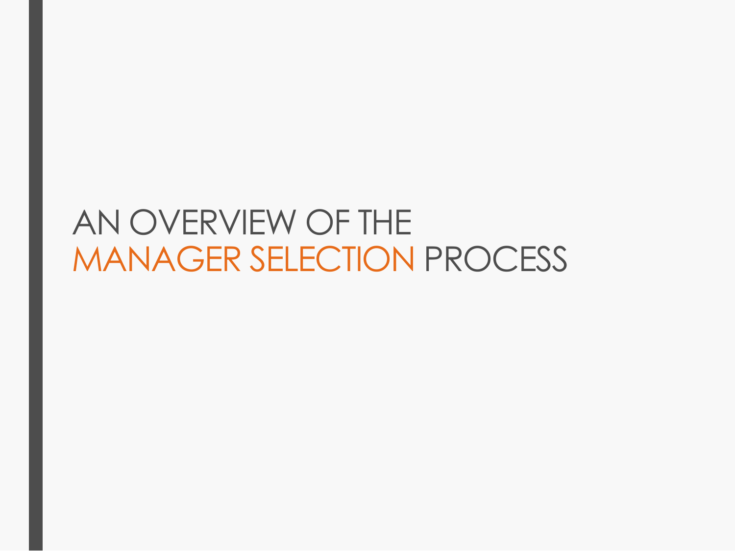# AN OVERVIEW OF THE MANAGER SELECTION PROCESS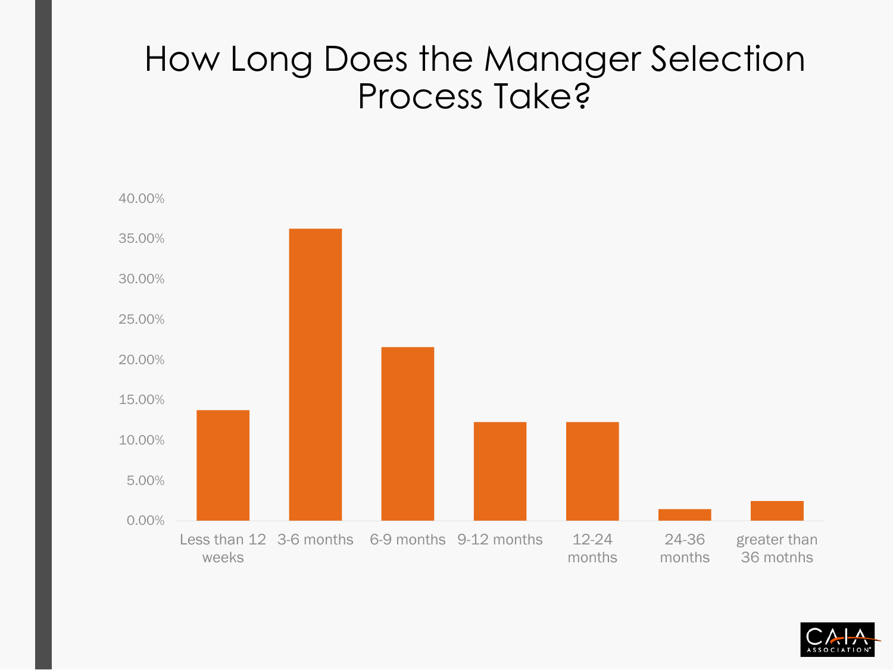# How Long Does the Manager Selection Process Take?

| Duration | Percentage |
| --- | --- |
| Less than 12 weeks | ~13.7% |
| 3-6 months | ~36.3% |
| 6-9 months | ~21.6% |
| 9-12 months | ~12.3% |
| 12-24 months | ~12.3% |
| 24-36 months | ~1.5% |
| greater than 36 motnhs | ~2.5% |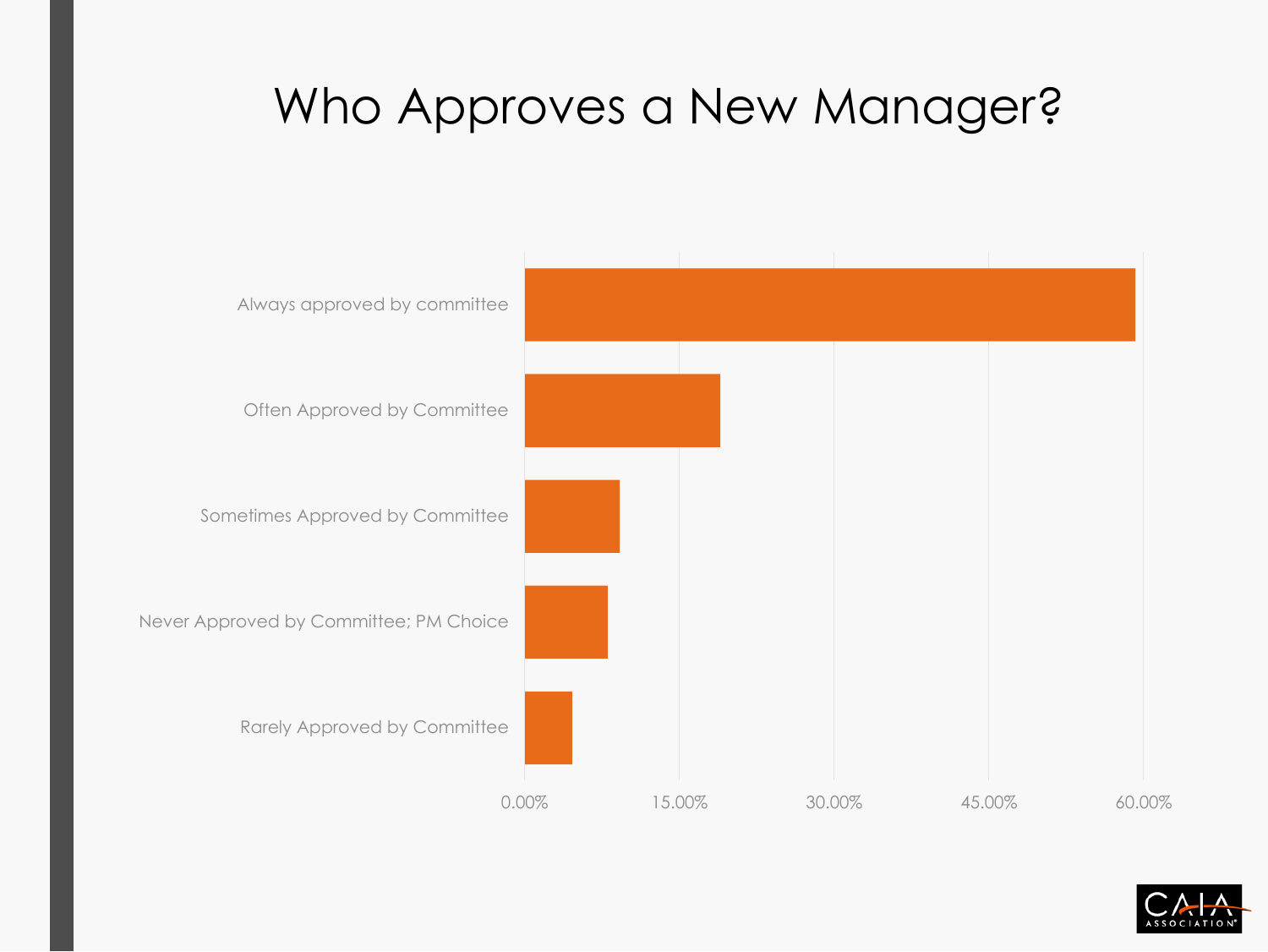# Who Approves a New Manager?

| Category | Approx. Percentage |
| --- | --- |
| Always approved by committee | ~59% |
| Often Approved by Committee | ~19% |
| Sometimes Approved by Committee | ~9% |
| Never Approved by Committee; PM Choice | ~8% |
| Rarely Approved by Committee | ~4.5% |

Axis: 0.00%, 15.00%, 30.00%, 45.00%, 60.00%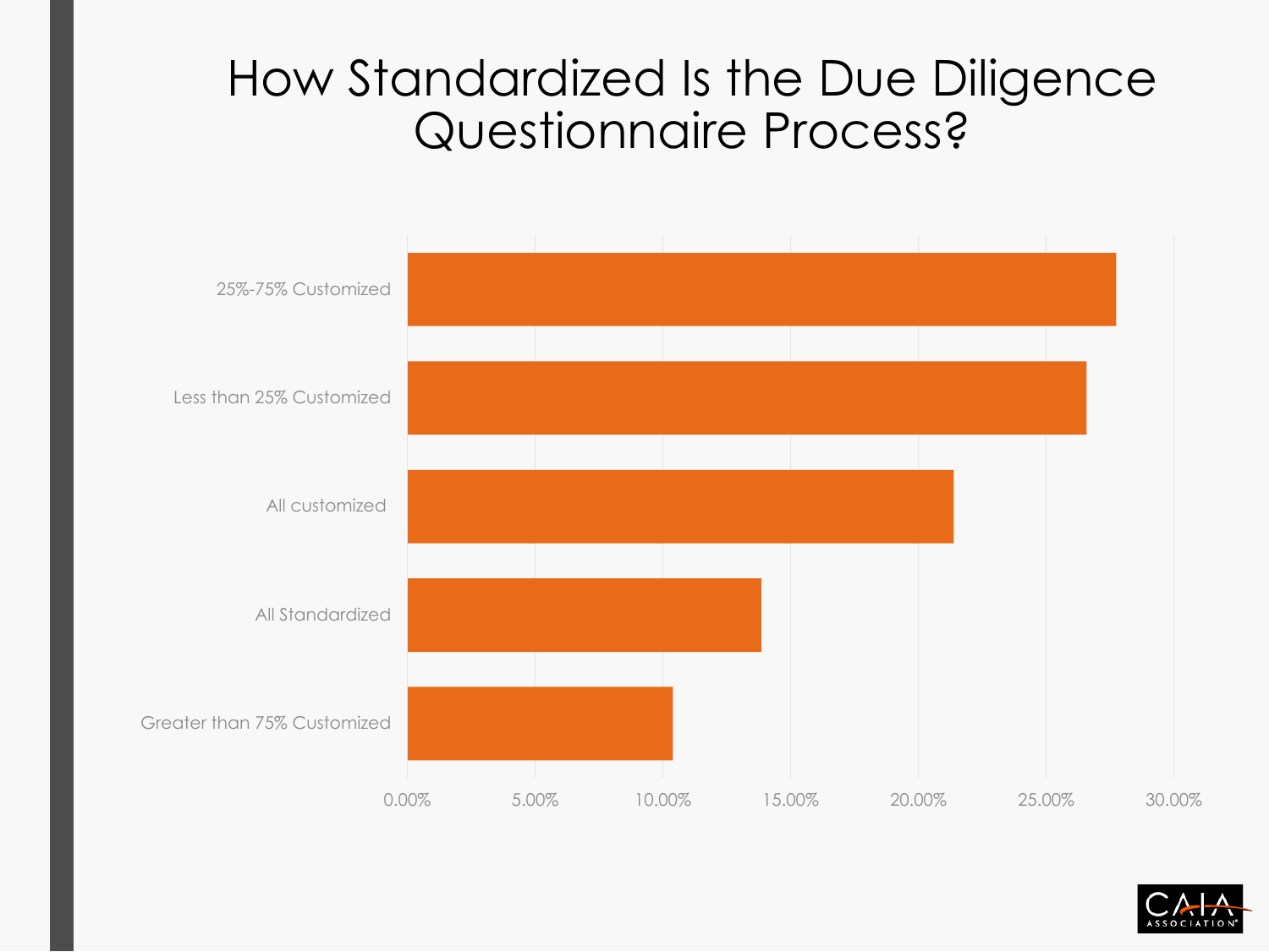# How Standardized Is the Due Diligence Questionnaire Process?

| Category |
| --- |
| 25%-75% Customized |
| Less than 25% Customized |
| All customized |
| All Standardized |
| Greater than 75% Customized |

0.00% 5.00% 10.00% 15.00% 20.00% 25.00% 30.00%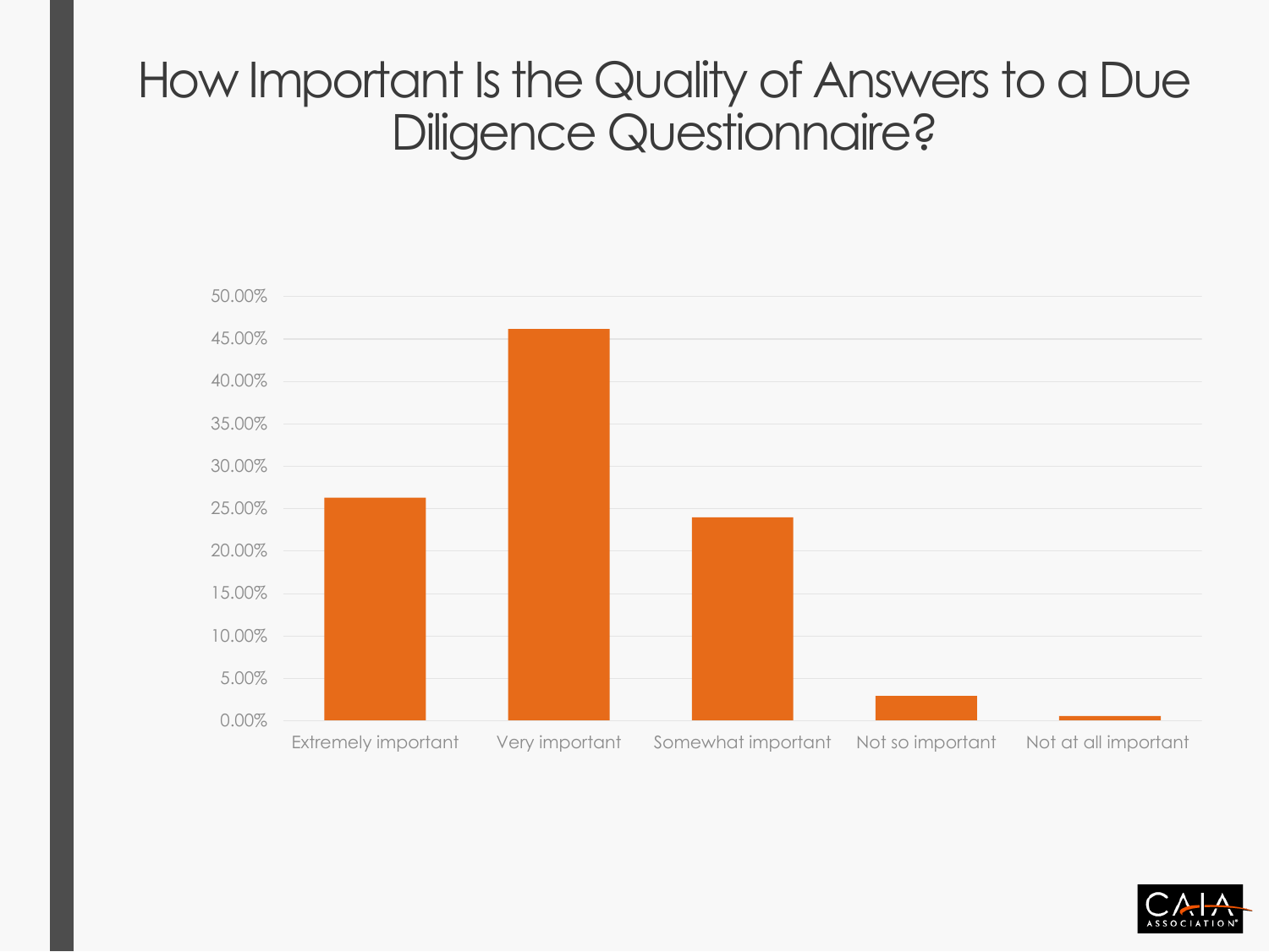# How Important Is the Quality of Answers to a Due Diligence Questionnaire?

50.00%
45.00%
40.00%
35.00%
30.00%
25.00%
20.00%
15.00%
10.00%
5.00%
0.00%

Extremely important | Very important | Somewhat important | Not so important | Not at all important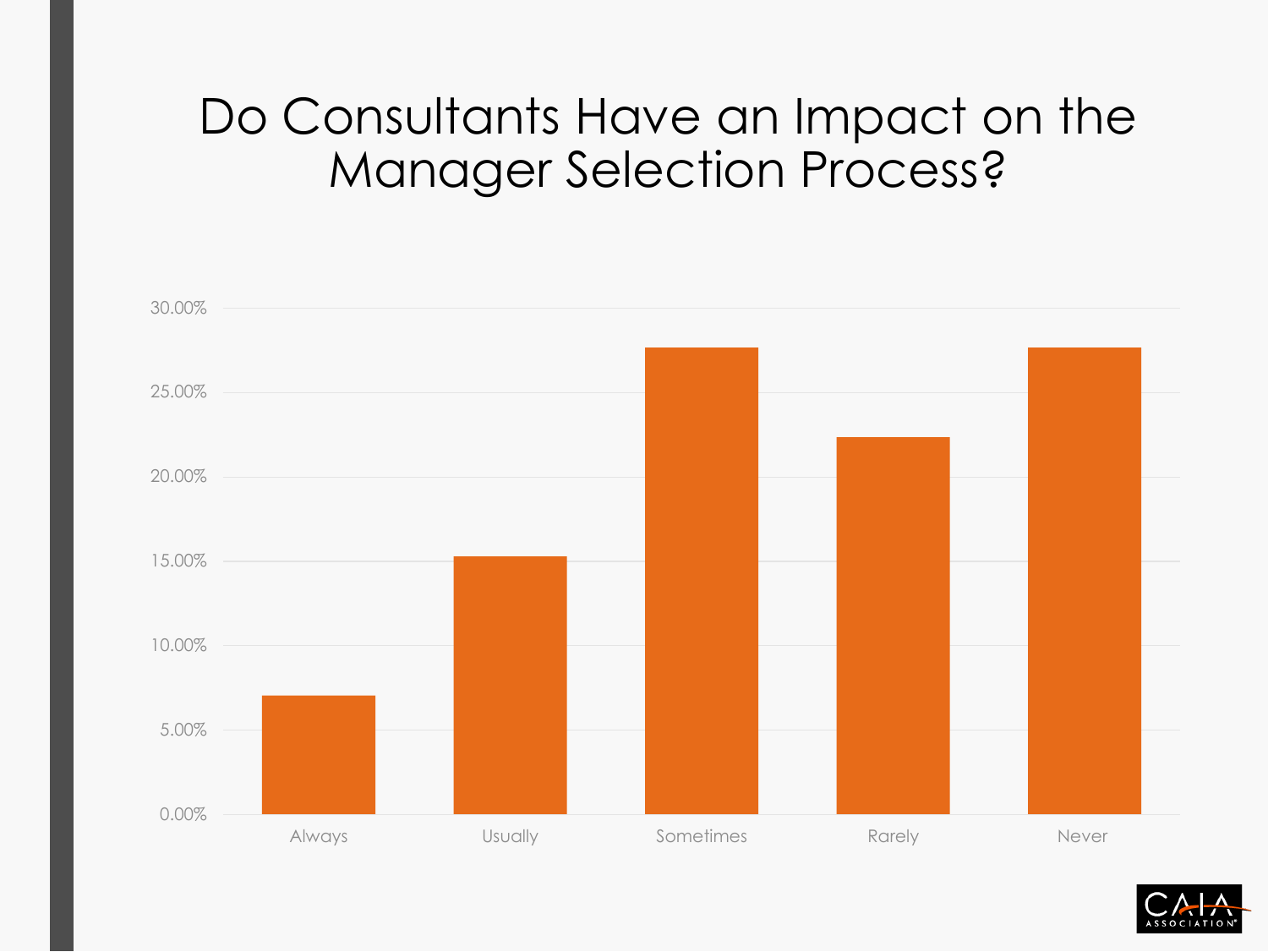# Do Consultants Have an Impact on the Manager Selection Process?

| Response | Percentage |
|---|---|
| Always | ~7% |
| Usually | ~15% |
| Sometimes | ~28% |
| Rarely | ~22% |
| Never | ~28% |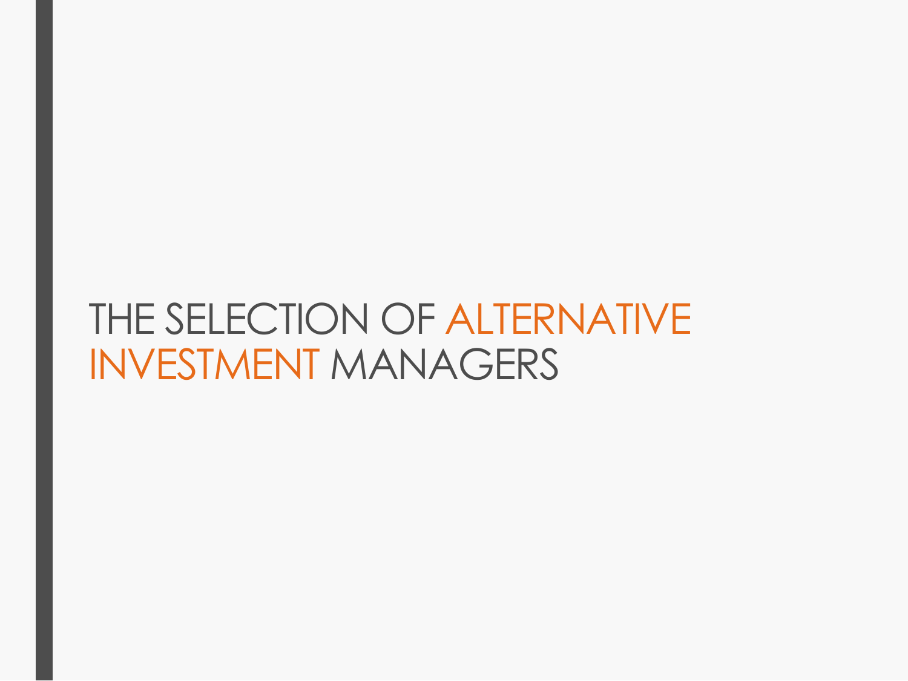# THE SELECTION OF ALTERNATIVE INVESTMENT MANAGERS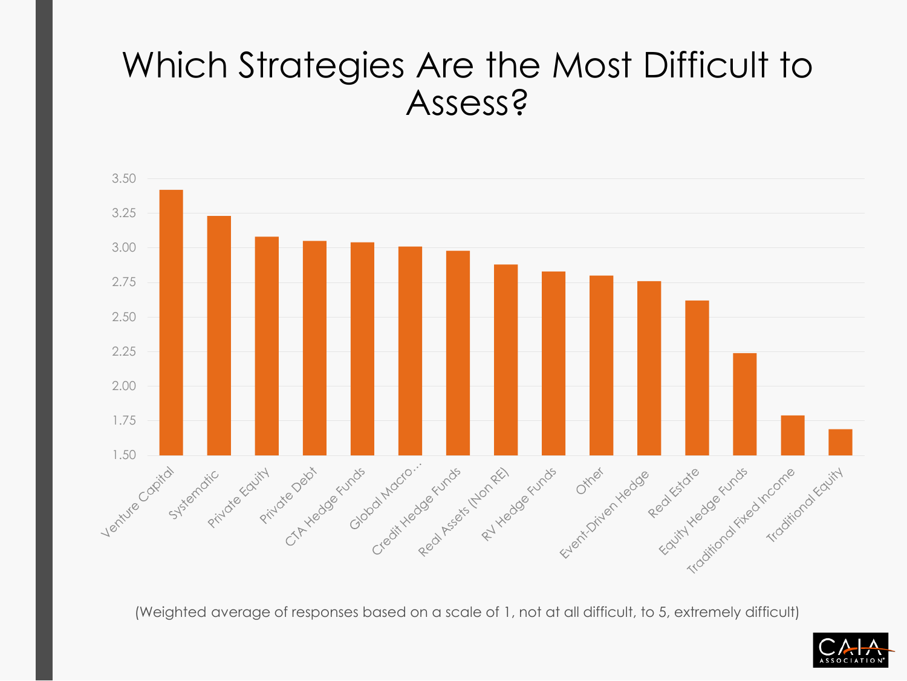# Which Strategies Are the Most Difficult to Assess?

| Strategy | Weighted average (approx.) |
| --- | --- |
| Venture Capital | 3.42 |
| Systematic | 3.23 |
| Private Equity | 3.08 |
| Private Debt | 3.05 |
| CTA Hedge Funds | 3.04 |
| Global Macro... | 3.01 |
| Credit Hedge Funds | 2.98 |
| Real Assets (Non RE) | 2.88 |
| RV Hedge Funds | 2.83 |
| Other | 2.80 |
| Event-Driven Hedge | 2.76 |
| Real Estate | 2.62 |
| Equity Hedge Funds | 2.24 |
| Traditional Fixed Income | 1.79 |
| Traditional Equity | 1.69 |

(Weighted average of responses based on a scale of 1, not at all difficult, to 5, extremely difficult)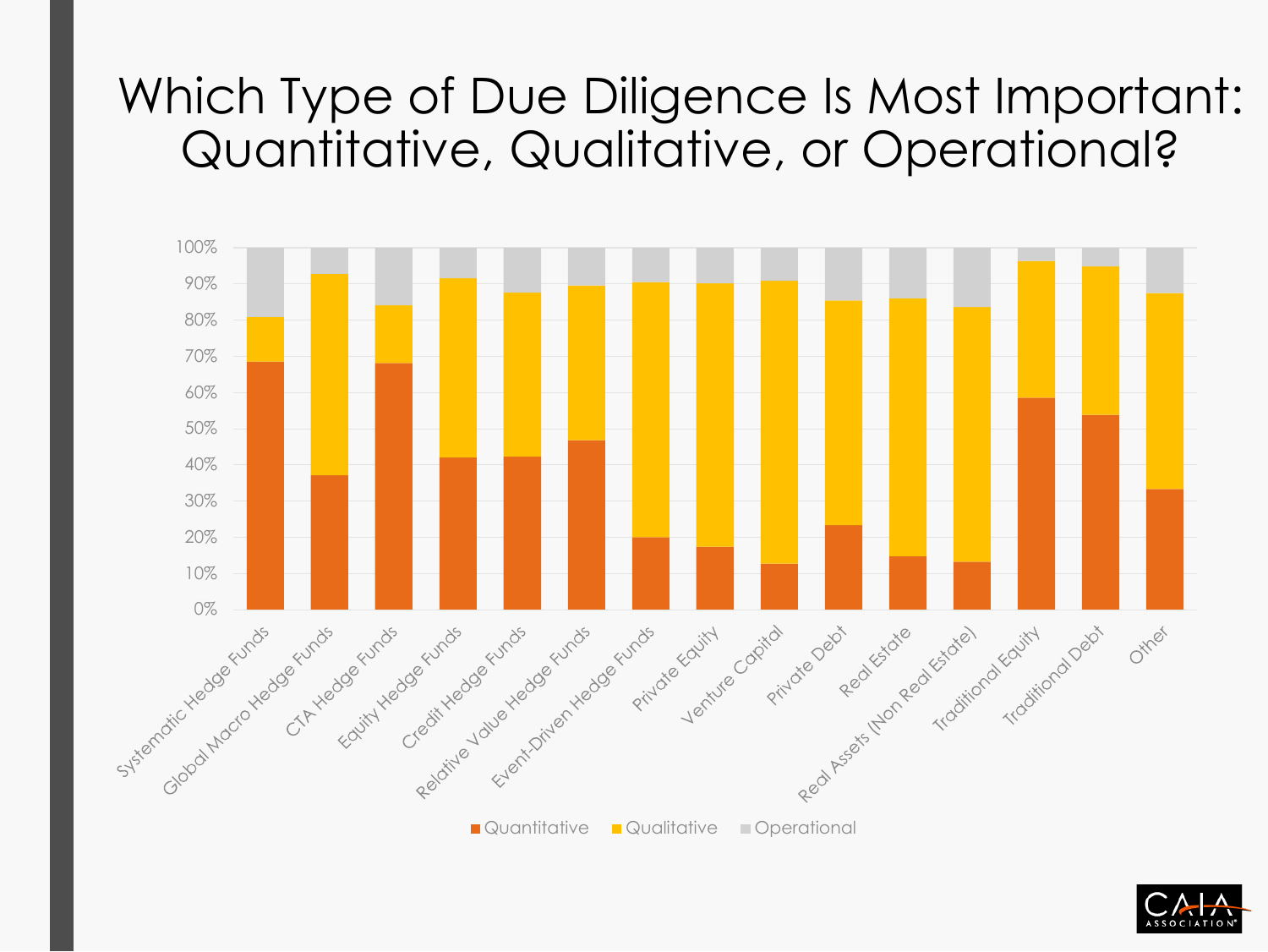# Which Type of Due Diligence Is Most Important: Quantitative, Qualitative, or Operational?

| Category | Quantitative | Qualitative | Operational |
|---|---|---|---|
| Systematic Hedge Funds | ~68% | ~12% | ~19% |
| Global Macro Hedge Funds | ~37% | ~56% | ~7% |
| CTA Hedge Funds | ~68% | ~16% | ~16% |
| Equity Hedge Funds | ~42% | ~49% | ~9% |
| Credit Hedge Funds | ~42% | ~45% | ~12% |
| Relative Value Hedge Funds | ~47% | ~43% | ~11% |
| Event-Driven Hedge Funds | ~20% | ~71% | ~10% |
| Private Equity | ~17% | ~73% | ~10% |
| Venture Capital | ~13% | ~78% | ~9% |
| Private Debt | ~23% | ~62% | ~15% |
| Real Estate | ~15% | ~71% | ~14% |
| Real Assets (Non Real Estate) | ~13% | ~70% | ~16% |
| Traditional Equity | ~58% | ~38% | ~4% |
| Traditional Debt | ~54% | ~41% | ~5% |
| Other | ~33% | ~54% | ~13% |

Legend: Quantitative, Qualitative, Operational

CAIA ASSOCIATION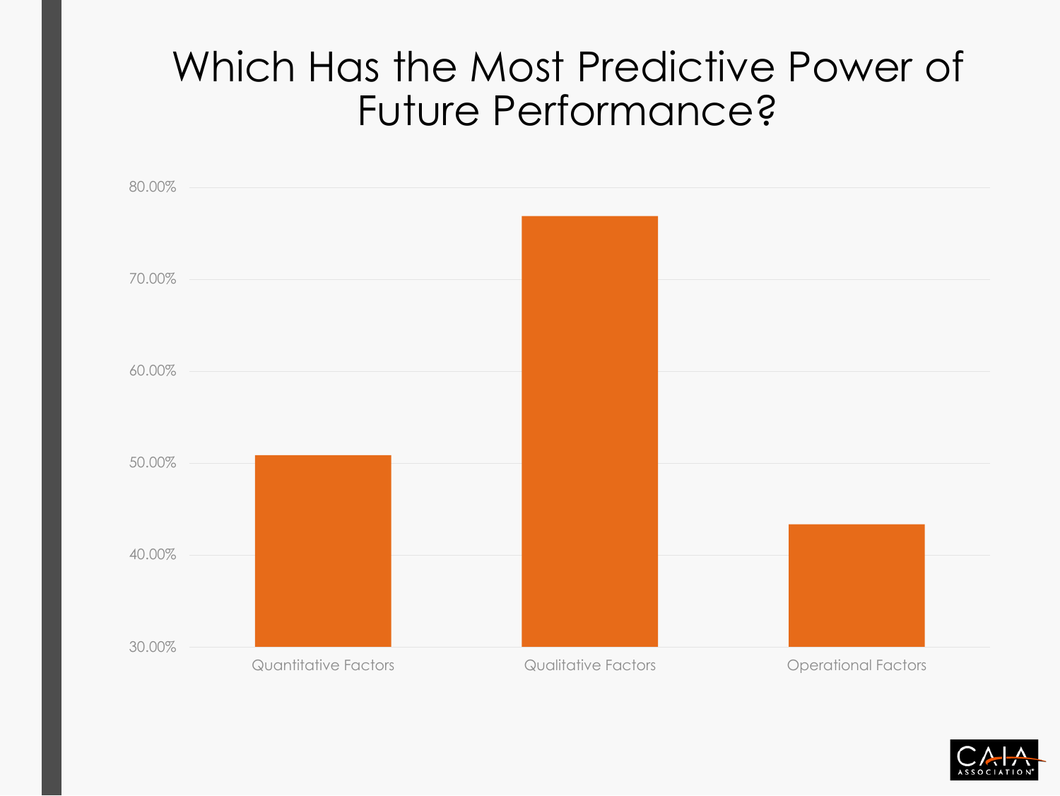# Which Has the Most Predictive Power of Future Performance?

80.00%
70.00%
60.00%
50.00%
40.00%
30.00%

Quantitative Factors | Qualitative Factors | Operational Factors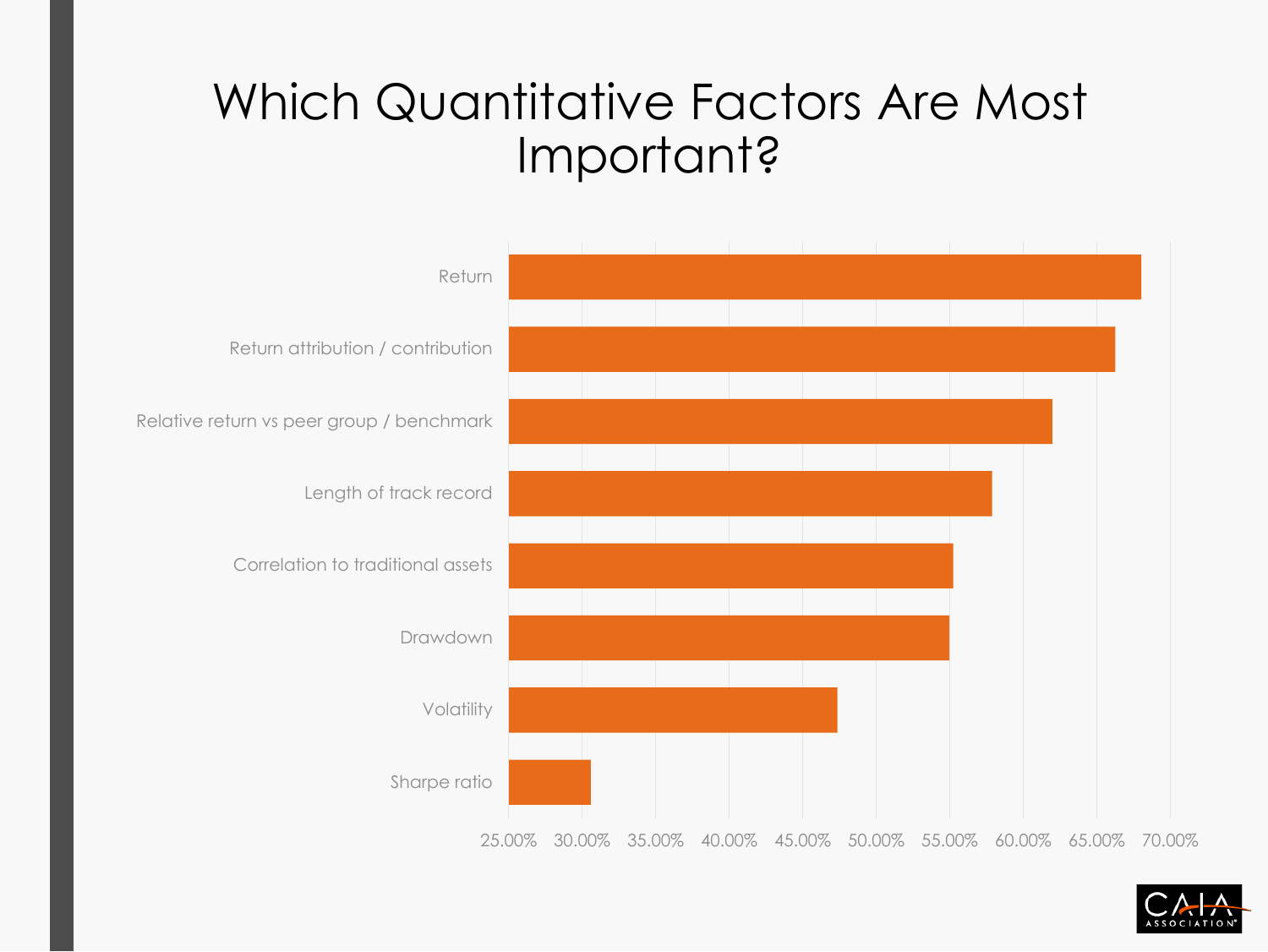# Which Quantitative Factors Are Most Important?

Return

Return attribution / contribution

Relative return vs peer group / benchmark

Length of track record

Correlation to traditional assets

Drawdown

Volatility

Sharpe ratio

25.00% 30.00% 35.00% 40.00% 45.00% 50.00% 55.00% 60.00% 65.00% 70.00%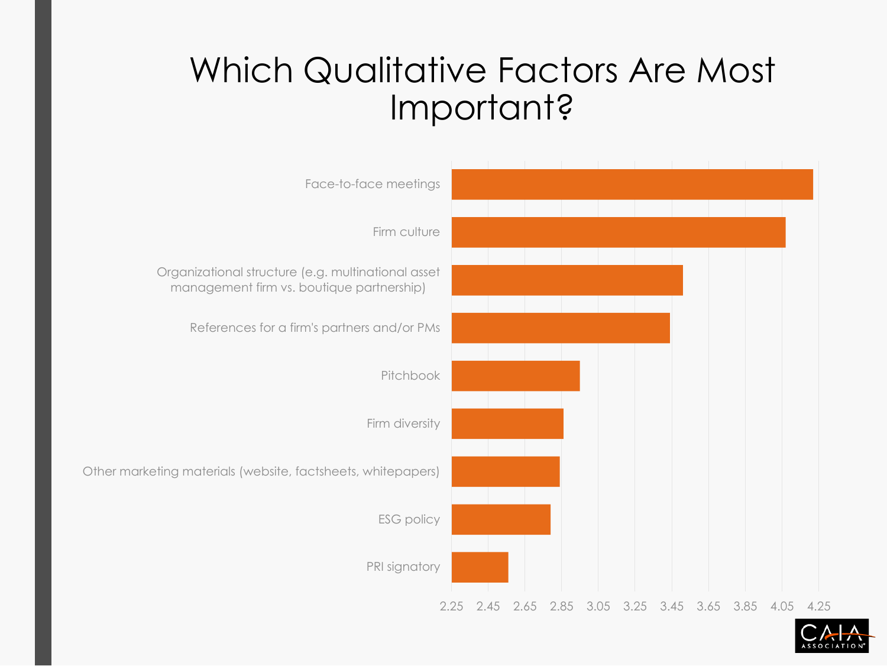# Which Qualitative Factors Are Most Important?

Face-to-face meetings

Firm culture

Organizational structure (e.g. multinational asset management firm vs. boutique partnership)

References for a firm's partners and/or PMs

Pitchbook

Firm diversity

Other marketing materials (website, factsheets, whitepapers)

ESG policy

PRI signatory

2.25 2.45 2.65 2.85 3.05 3.25 3.45 3.65 3.85 4.05 4.25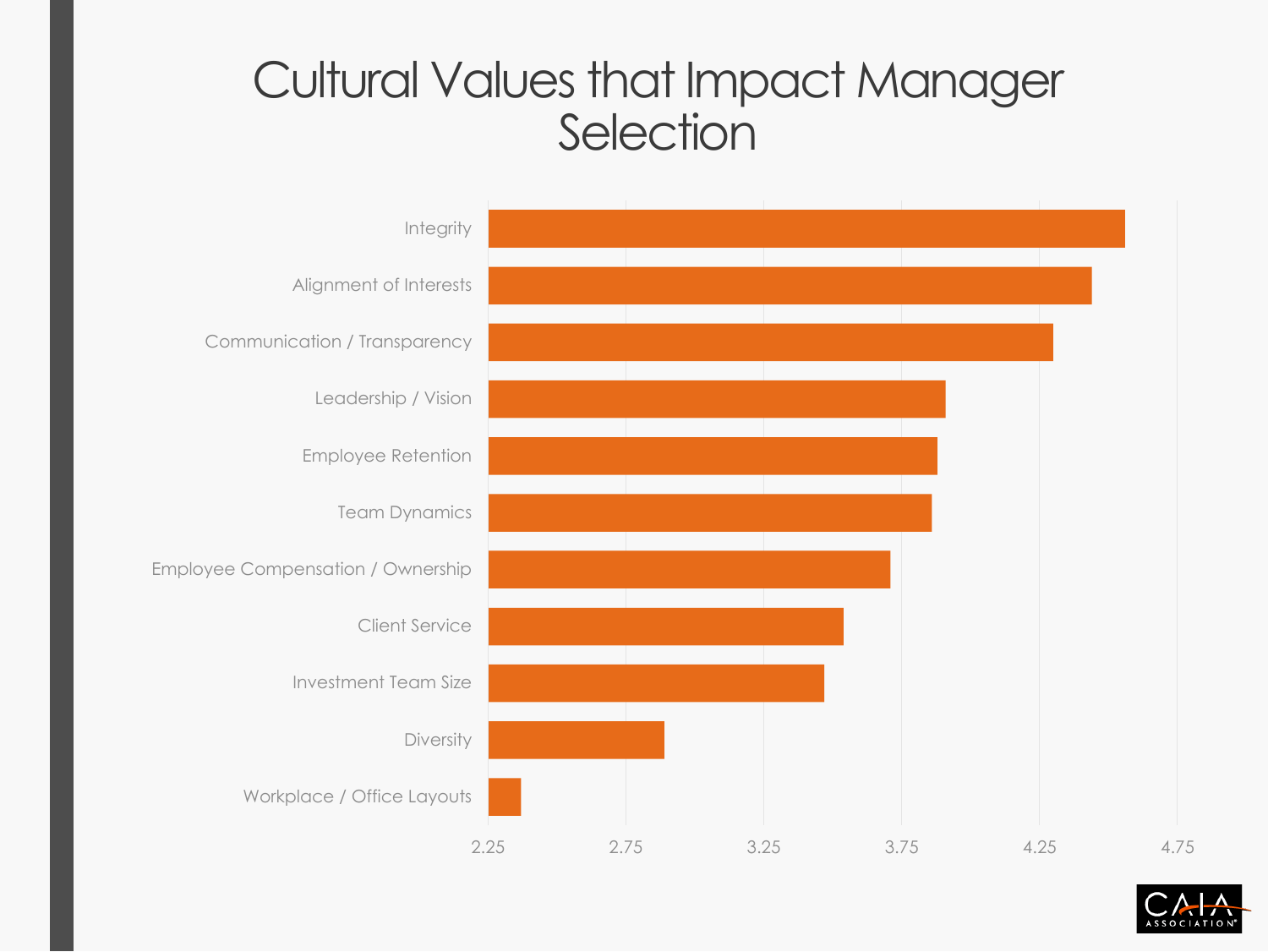# Cultural Values that Impact Manager Selection

- Integrity
- Alignment of Interests
- Communication / Transparency
- Leadership / Vision
- Employee Retention
- Team Dynamics
- Employee Compensation / Ownership
- Client Service
- Investment Team Size
- Diversity
- Workplace / Office Layouts

2.25 2.75 3.25 3.75 4.25 4.75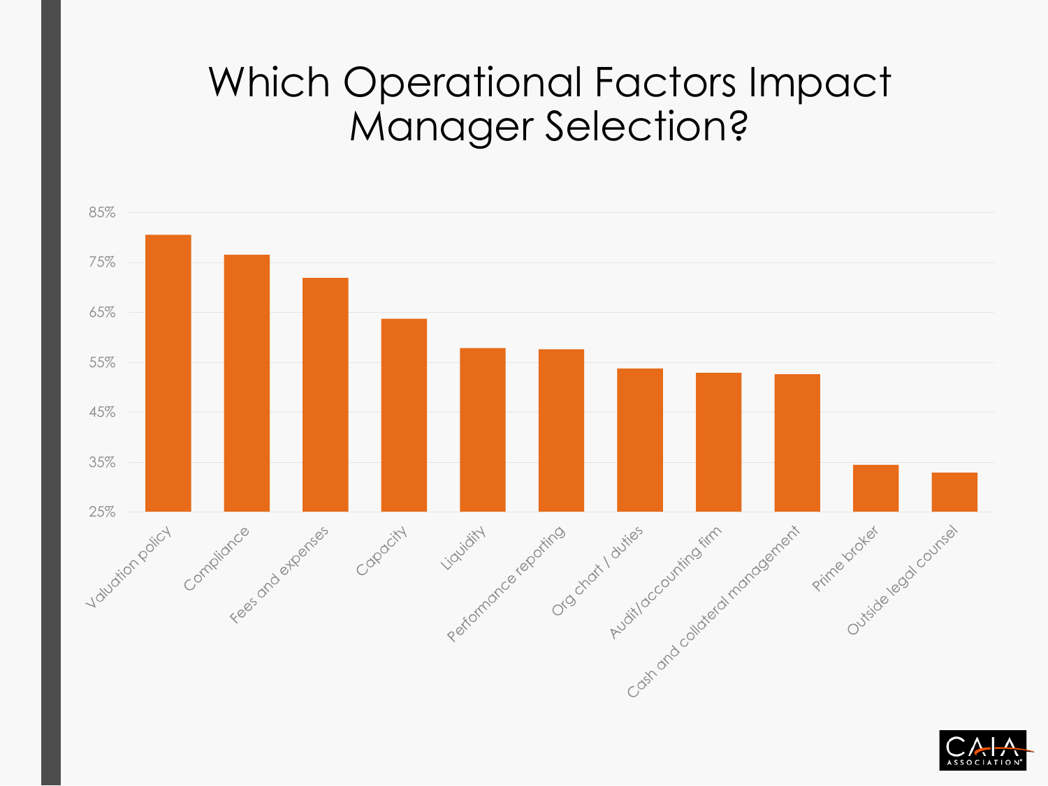# Which Operational Factors Impact Manager Selection?

| Factor | Approx. % |
|---|---|
| Valuation policy | 81% |
| Compliance | 77% |
| Fees and expenses | 72% |
| Capacity | 64% |
| Liquidity | 58% |
| Performance reporting | 58% |
| Org chart / duties | 54% |
| Audit/accounting firm | 53% |
| Cash and collateral management | 53% |
| Prime broker | 34% |
| Outside legal counsel | 33% |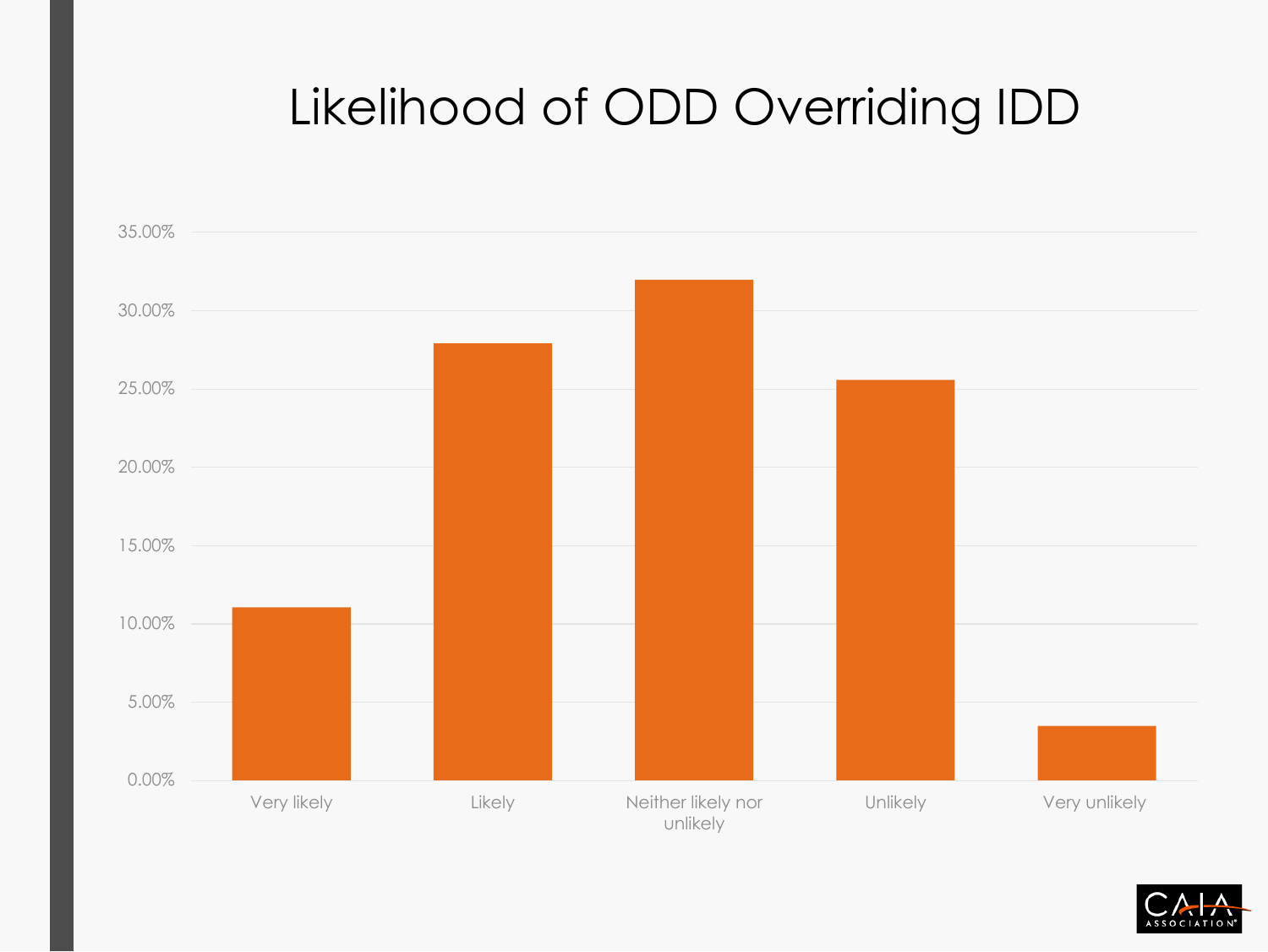# Likelihood of ODD Overriding IDD

| Response | Percentage (approx.) |
|---|---|
| Very likely | 11.00% |
| Likely | 28.00% |
| Neither likely nor unlikely | 32.00% |
| Unlikely | 25.50% |
| Very unlikely | 3.50% |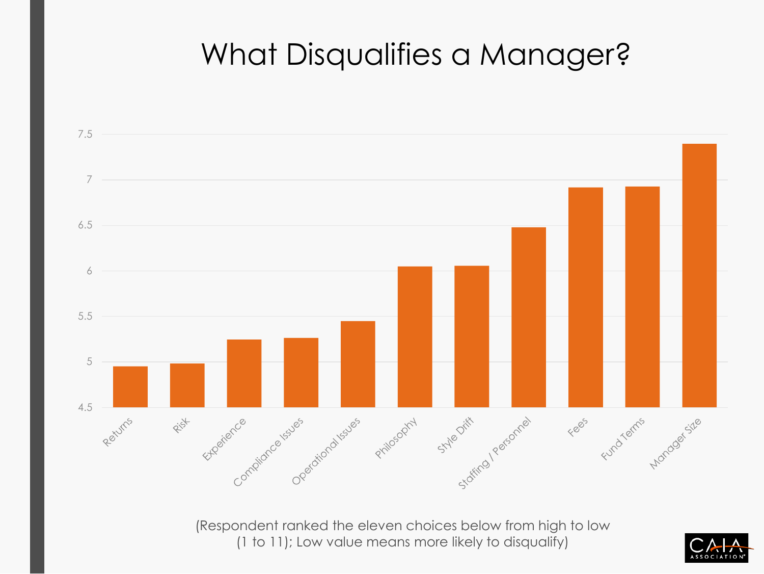# What Disqualifies a Manager?

| Category | Value (approx.) |
| --- | --- |
| Returns | 4.95 |
| Risk | 4.98 |
| Experience | 5.25 |
| Compliance Issues | 5.26 |
| Operational Issues | 5.45 |
| Philosophy | 6.05 |
| Style Drift | 6.06 |
| Staffing / Personnel | 6.48 |
| Fees | 6.92 |
| Fund Terms | 6.93 |
| Manager Size | 7.4 |

(Respondent ranked the eleven choices below from high to low (1 to 11); Low value means more likely to disqualify)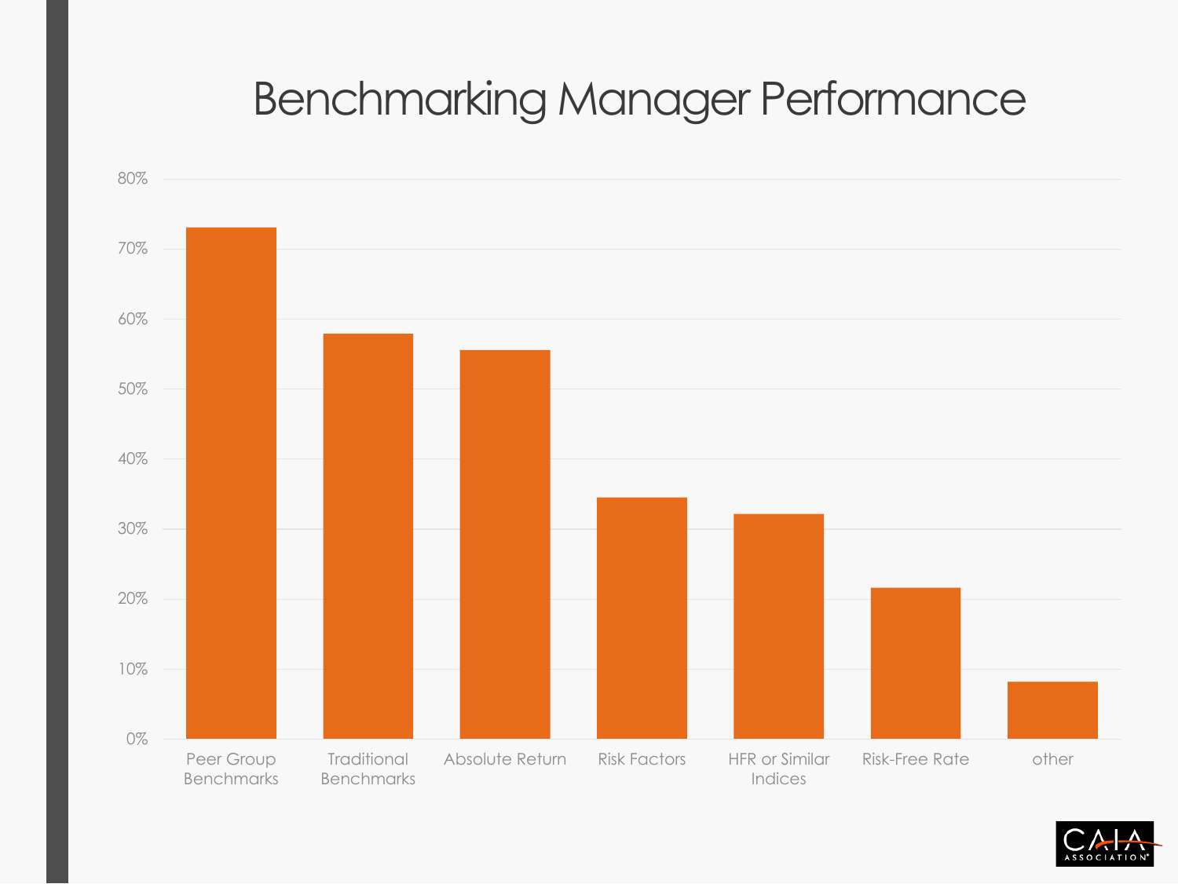# Benchmarking Manager Performance

| Category | Value |
|---|---|
| Peer Group Benchmarks | ~73% |
| Traditional Benchmarks | ~58% |
| Absolute Return | ~56% |
| Risk Factors | ~35% |
| HFR or Similar Indices | ~32% |
| Risk-Free Rate | ~22% |
| other | ~8% |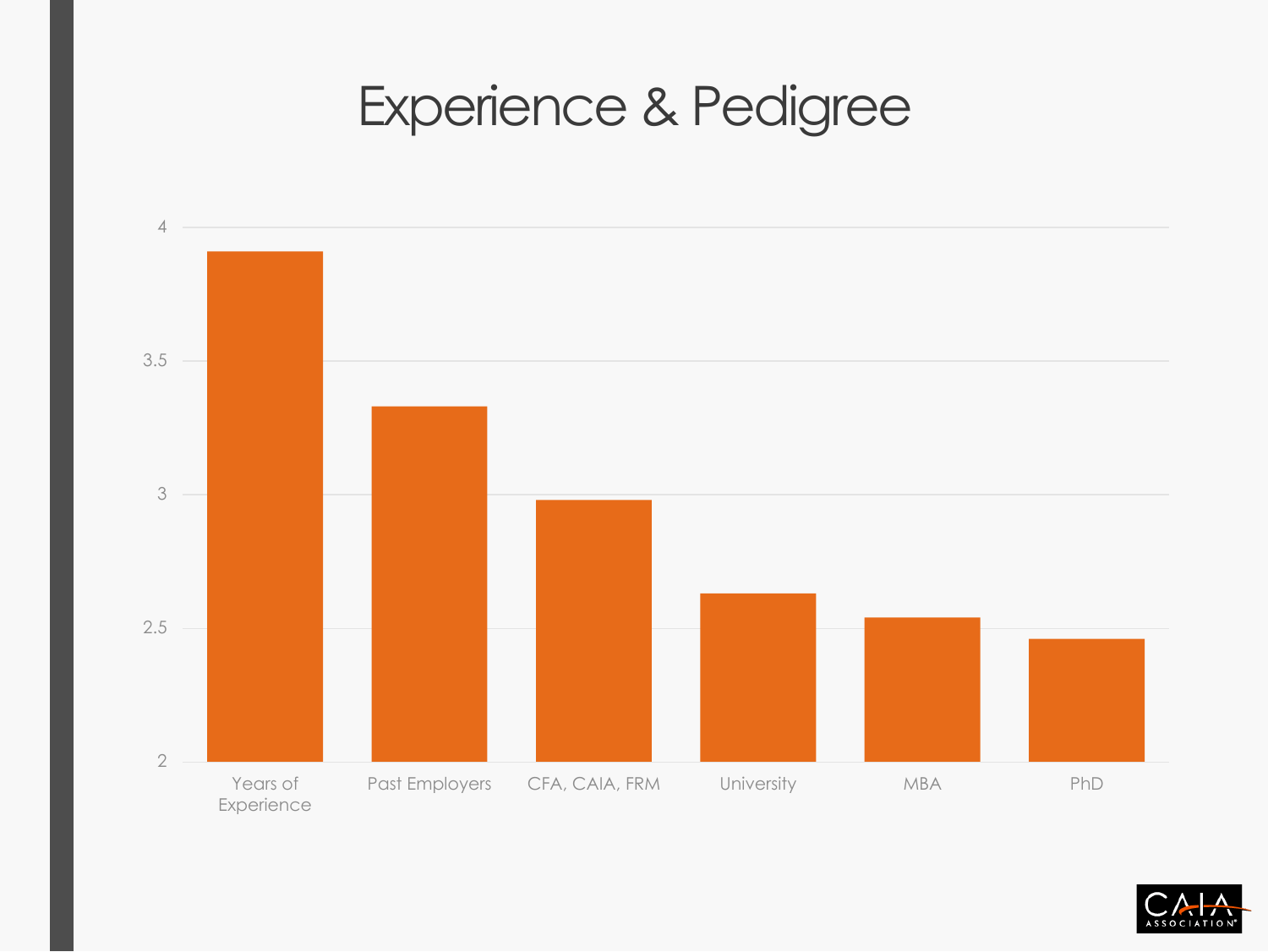# Experience & Pedigree

| Category | Value |
|---|---|
| Years of Experience | 3.91 |
| Past Employers | 3.33 |
| CFA, CAIA, FRM | 2.98 |
| University | 2.63 |
| MBA | 2.54 |
| PhD | 2.46 |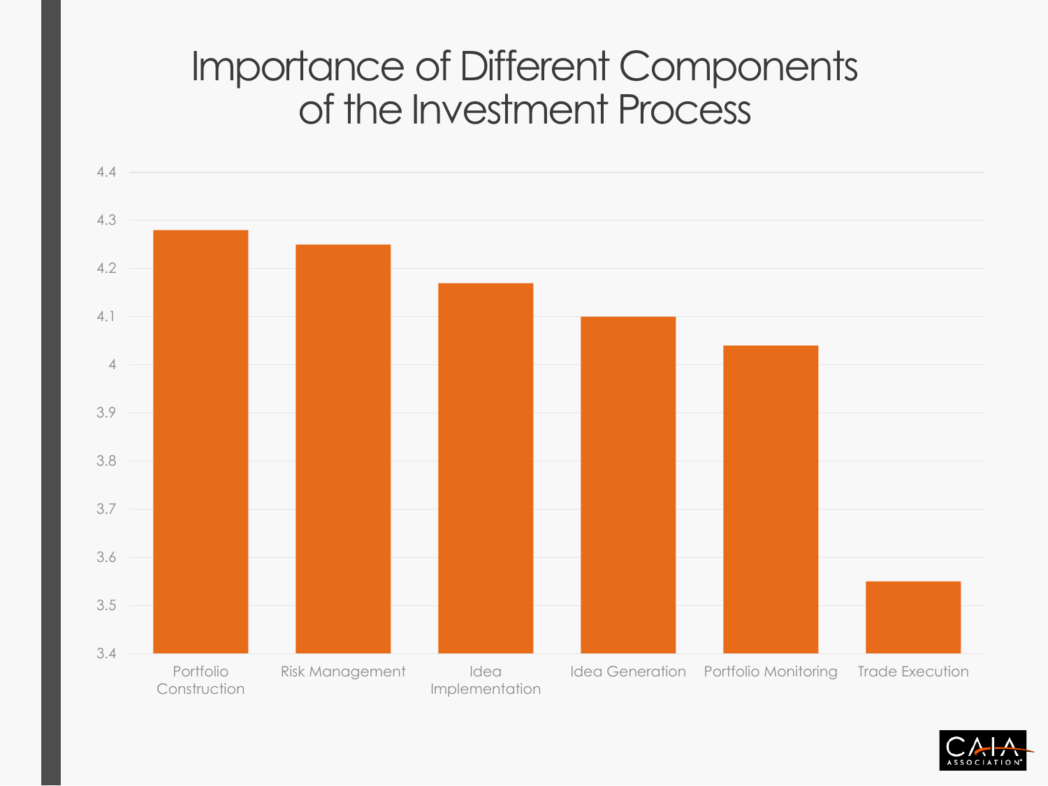# Importance of Different Components of the Investment Process

| Component | Value |
| --- | --- |
| Portfolio Construction | 4.28 |
| Risk Management | 4.25 |
| Idea Implementation | 4.17 |
| Idea Generation | 4.1 |
| Portfolio Monitoring | 4.04 |
| Trade Execution | 3.55 |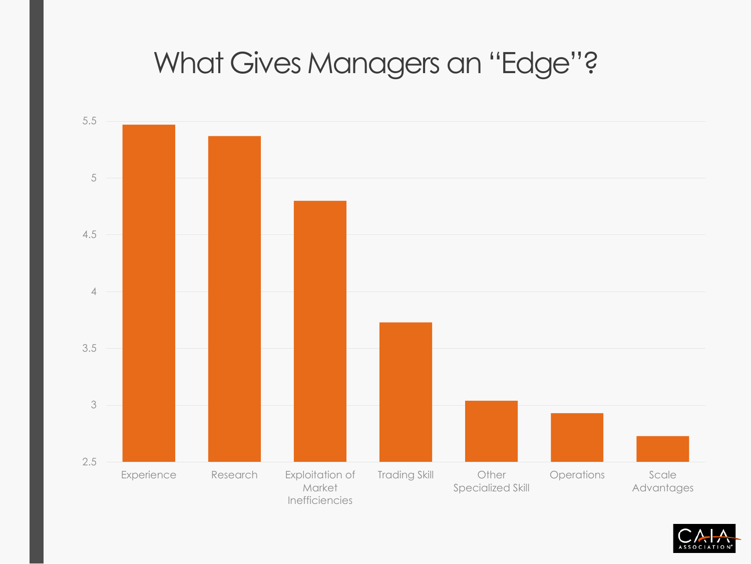# What Gives Managers an "Edge"?

| Category | Value |
|---|---|
| Experience | 5.47 |
| Research | 5.37 |
| Exploitation of Market Inefficiencies | 4.8 |
| Trading Skill | 3.73 |
| Other Specialized Skill | 3.04 |
| Operations | 2.93 |
| Scale Advantages | 2.73 |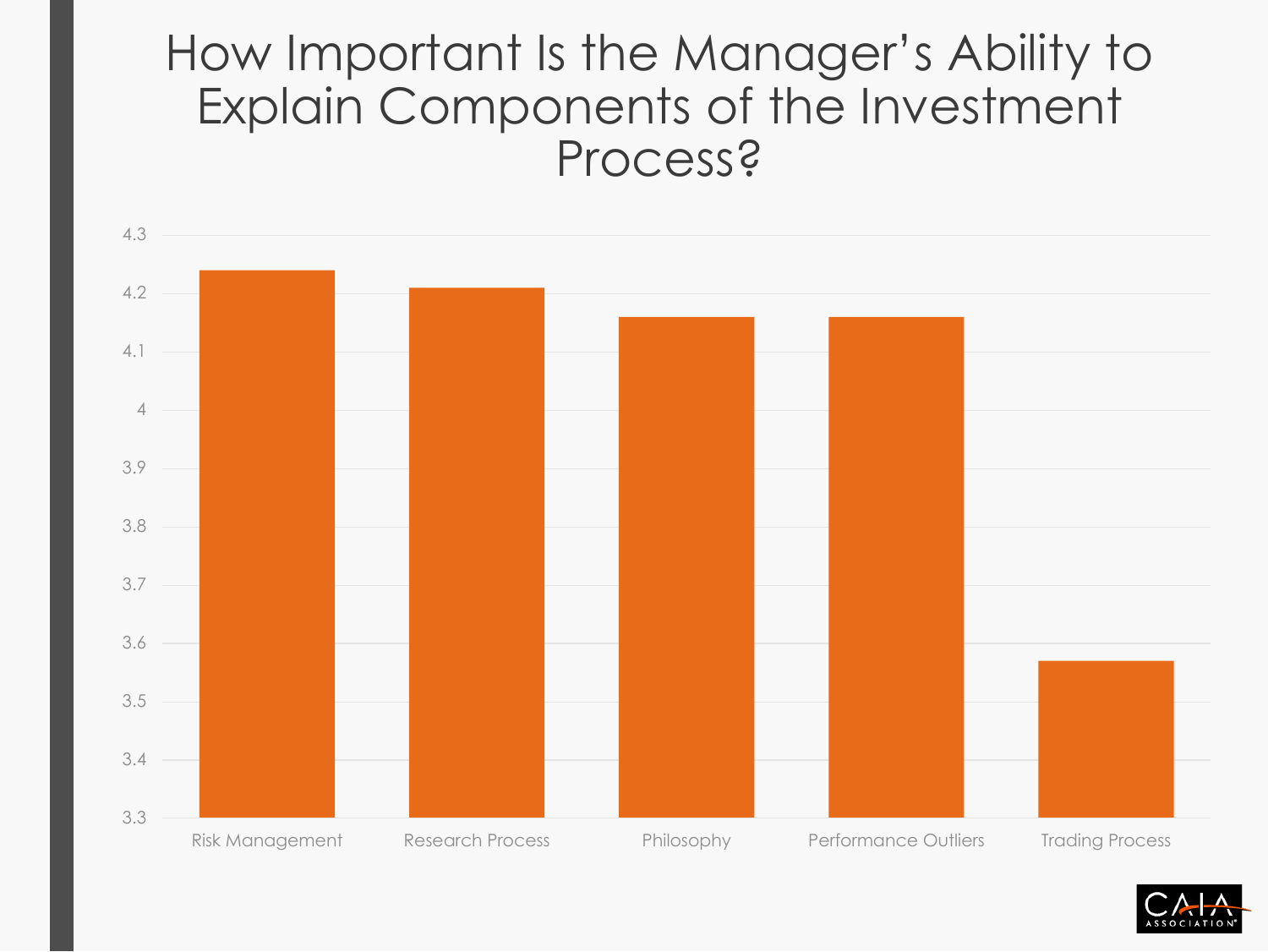# How Important Is the Manager's Ability to Explain Components of the Investment Process?

| Component | Value |
|---|---|
| Risk Management | 4.24 |
| Research Process | 4.21 |
| Philosophy | 4.16 |
| Performance Outliers | 4.16 |
| Trading Process | 3.57 |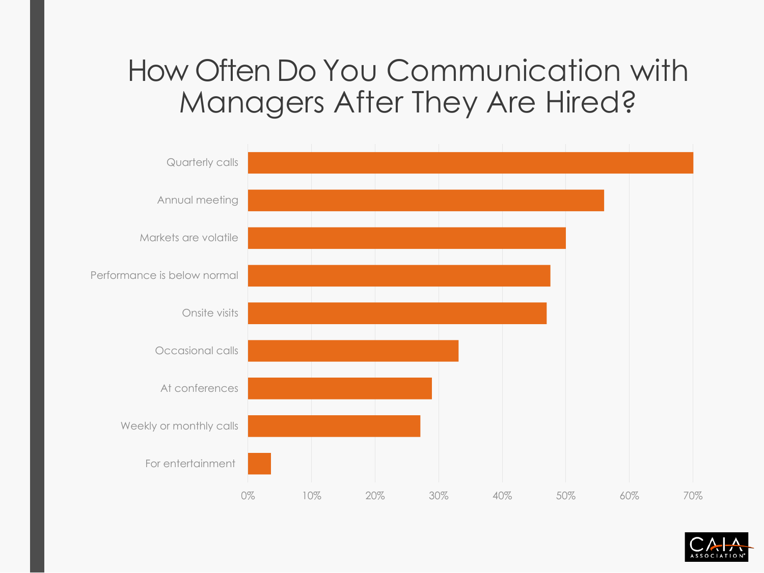# How Often Do You Communication with Managers After They Are Hired?

| Response | Approximate % |
| --- | --- |
| Quarterly calls | 70% |
| Annual meeting | 56% |
| Markets are volatile | 50% |
| Performance is below normal | 48% |
| Onsite visits | 47% |
| Occasional calls | 33% |
| At conferences | 29% |
| Weekly or monthly calls | 27% |
| For entertainment | 4% |

CAIA ASSOCIATION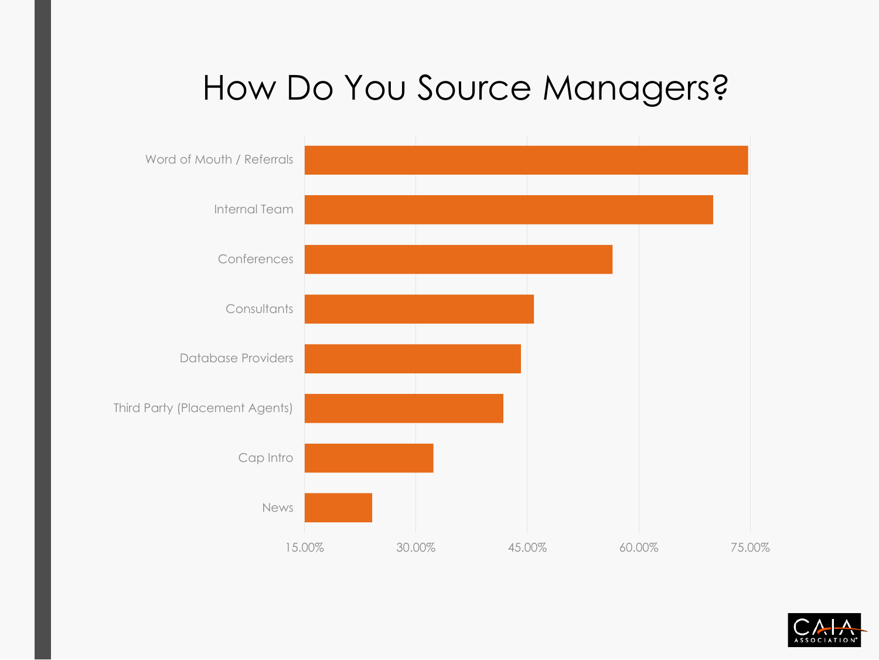# How Do You Source Managers?

- Word of Mouth / Referrals
- Internal Team
- Conferences
- Consultants
- Database Providers
- Third Party (Placement Agents)
- Cap Intro
- News

15.00% 30.00% 45.00% 60.00% 75.00%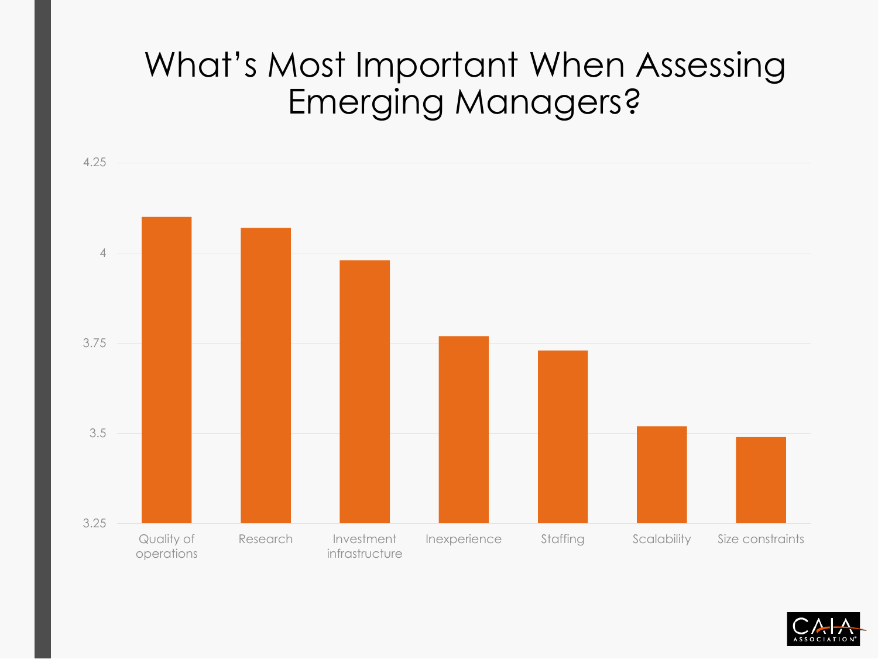# What's Most Important When Assessing Emerging Managers?

| Category | Value |
| --- | --- |
| Quality of operations | 4.1 |
| Research | 4.07 |
| Investment infrastructure | 3.98 |
| Inexperience | 3.77 |
| Staffing | 3.73 |
| Scalability | 3.52 |
| Size constraints | 3.49 |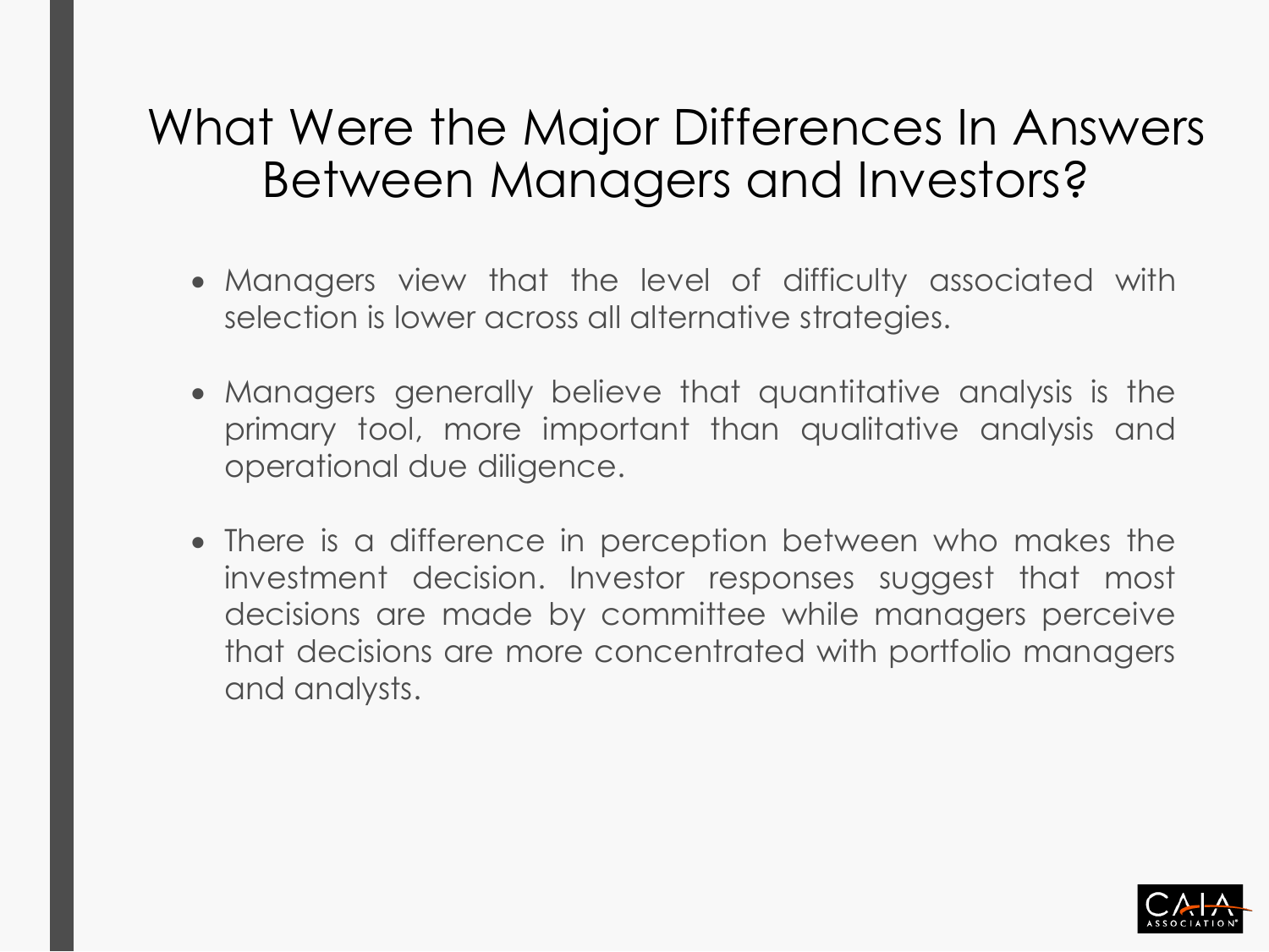# What Were the Major Differences In Answers Between Managers and Investors?

- Managers view that the level of difficulty associated with selection is lower across all alternative strategies.
- Managers generally believe that quantitative analysis is the primary tool, more important than qualitative analysis and operational due diligence.
- There is a difference in perception between who makes the investment decision. Investor responses suggest that most decisions are made by committee while managers perceive that decisions are more concentrated with portfolio managers and analysts.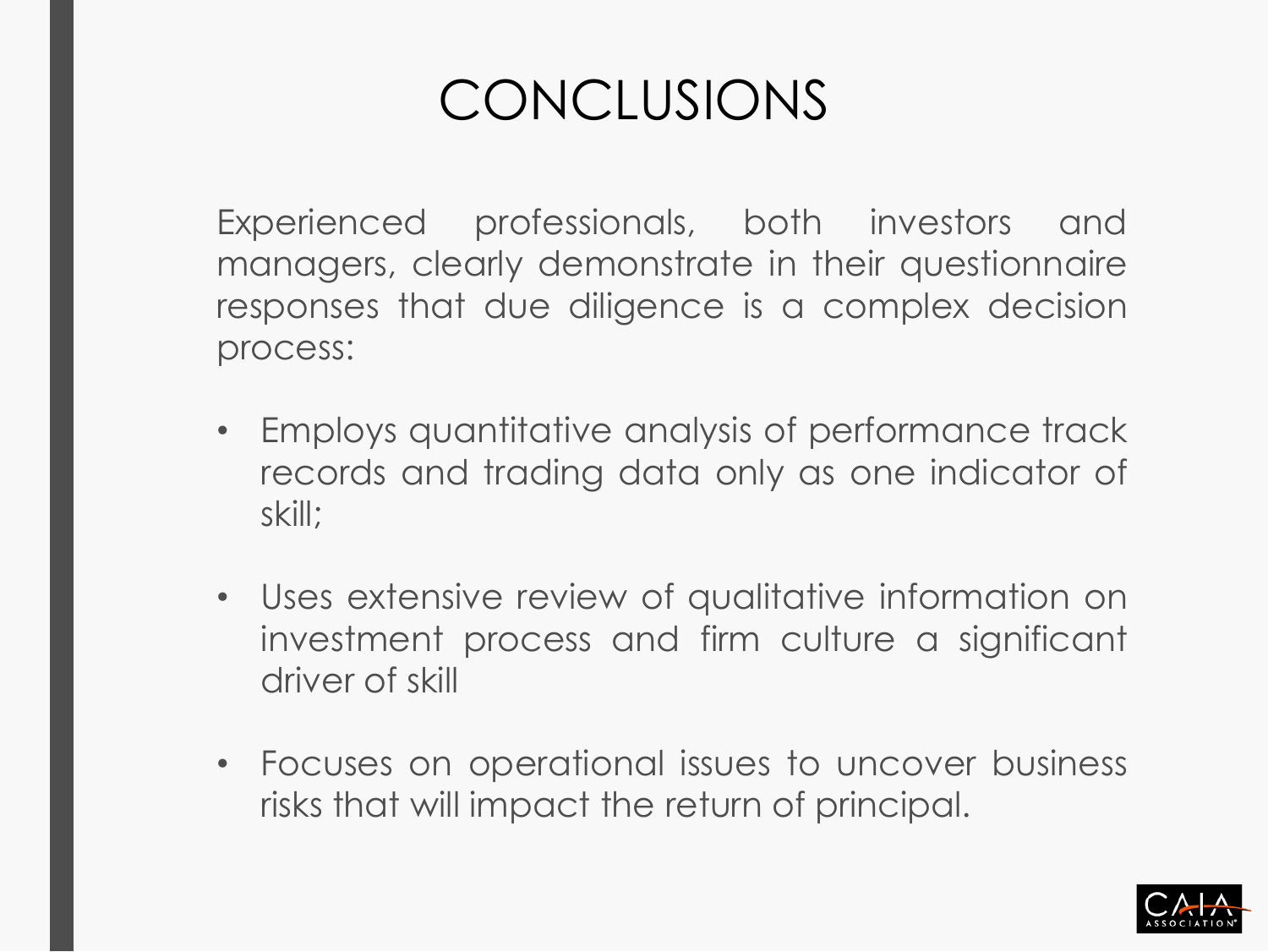# CONCLUSIONS

Experienced professionals, both investors and managers, clearly demonstrate in their questionnaire responses that due diligence is a complex decision process:

- Employs quantitative analysis of performance track records and trading data only as one indicator of skill;
- Uses extensive review of qualitative information on investment process and firm culture a significant driver of skill
- Focuses on operational issues to uncover business risks that will impact the return of principal.